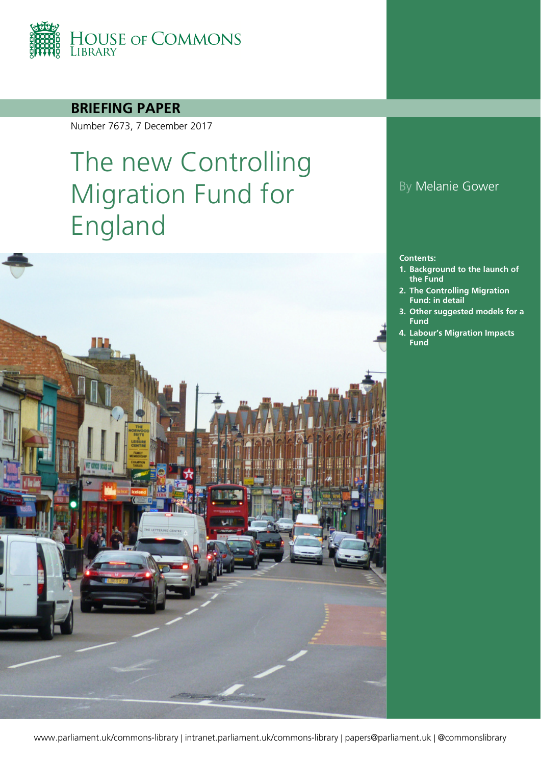HOUSE OF COMMONS LIBRARY

**BRIEFING PAPER**

Number 7673, 7 December 2017

# The new Controlling Migration Fund for England

By Melanie Gower

**Contents:**

1. **Background to the launch of the Fund**
2. **The Controlling Migration Fund: in detail**
3. **Other suggested models for a Fund**
4. **Labour's Migration Impacts Fund**

www.parliament.uk/commons-library | intranet.parliament.uk/commons-library | papers@parliament.uk | @commonslibrary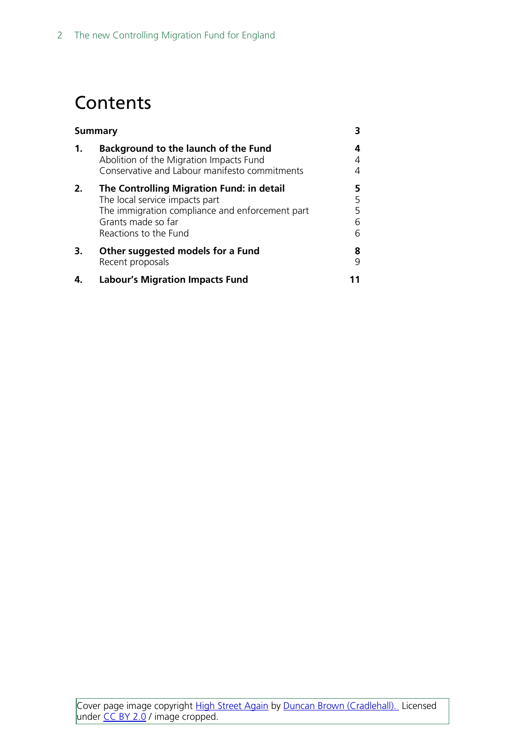# Contents

| | | |
|---|---|---|
| **Summary** | | **3** |
| **1.** | **Background to the launch of the Fund** | **4** |
| | Abolition of the Migration Impacts Fund | 4 |
| | Conservative and Labour manifesto commitments | 4 |
| **2.** | **The Controlling Migration Fund: in detail** | **5** |
| | The local service impacts part | 5 |
| | The immigration compliance and enforcement part | 5 |
| | Grants made so far | 6 |
| | Reactions to the Fund | 6 |
| **3.** | **Other suggested models for a Fund** | **8** |
| | Recent proposals | 9 |
| **4.** | **Labour's Migration Impacts Fund** | **11** |

Cover page image copyright High Street Again by Duncan Brown (Cradlehall). Licensed under CC BY 2.0 / image cropped.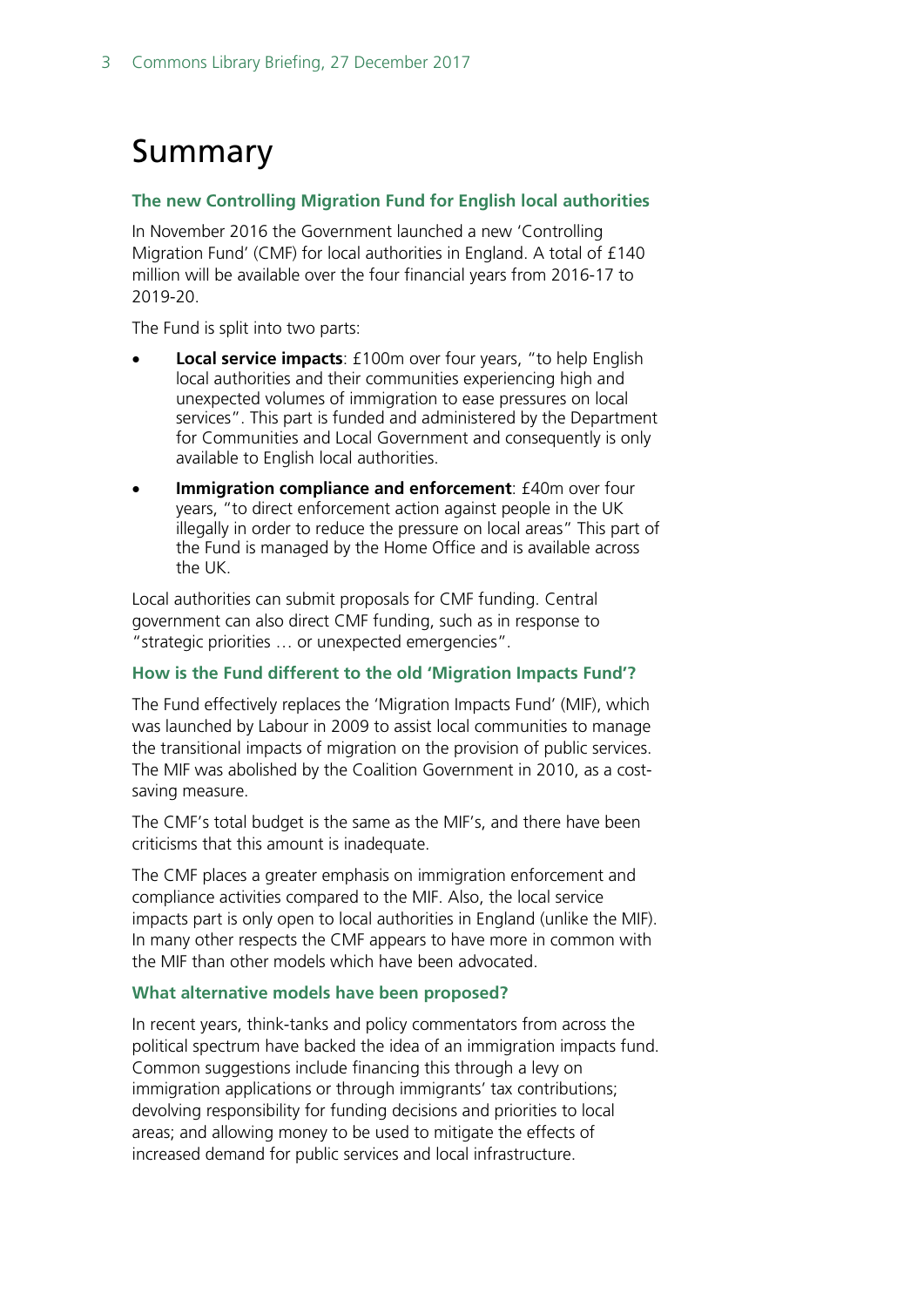# Summary

### The new Controlling Migration Fund for English local authorities

In November 2016 the Government launched a new 'Controlling Migration Fund' (CMF) for local authorities in England. A total of £140 million will be available over the four financial years from 2016-17 to 2019-20.

The Fund is split into two parts:

- **Local service impacts**: £100m over four years, "to help English local authorities and their communities experiencing high and unexpected volumes of immigration to ease pressures on local services". This part is funded and administered by the Department for Communities and Local Government and consequently is only available to English local authorities.
- **Immigration compliance and enforcement**: £40m over four years, "to direct enforcement action against people in the UK illegally in order to reduce the pressure on local areas" This part of the Fund is managed by the Home Office and is available across the UK.

Local authorities can submit proposals for CMF funding. Central government can also direct CMF funding, such as in response to "strategic priorities … or unexpected emergencies".

### How is the Fund different to the old 'Migration Impacts Fund'?

The Fund effectively replaces the 'Migration Impacts Fund' (MIF), which was launched by Labour in 2009 to assist local communities to manage the transitional impacts of migration on the provision of public services. The MIF was abolished by the Coalition Government in 2010, as a cost-saving measure.

The CMF's total budget is the same as the MIF's, and there have been criticisms that this amount is inadequate.

The CMF places a greater emphasis on immigration enforcement and compliance activities compared to the MIF. Also, the local service impacts part is only open to local authorities in England (unlike the MIF). In many other respects the CMF appears to have more in common with the MIF than other models which have been advocated.

### What alternative models have been proposed?

In recent years, think-tanks and policy commentators from across the political spectrum have backed the idea of an immigration impacts fund. Common suggestions include financing this through a levy on immigration applications or through immigrants' tax contributions; devolving responsibility for funding decisions and priorities to local areas; and allowing money to be used to mitigate the effects of increased demand for public services and local infrastructure.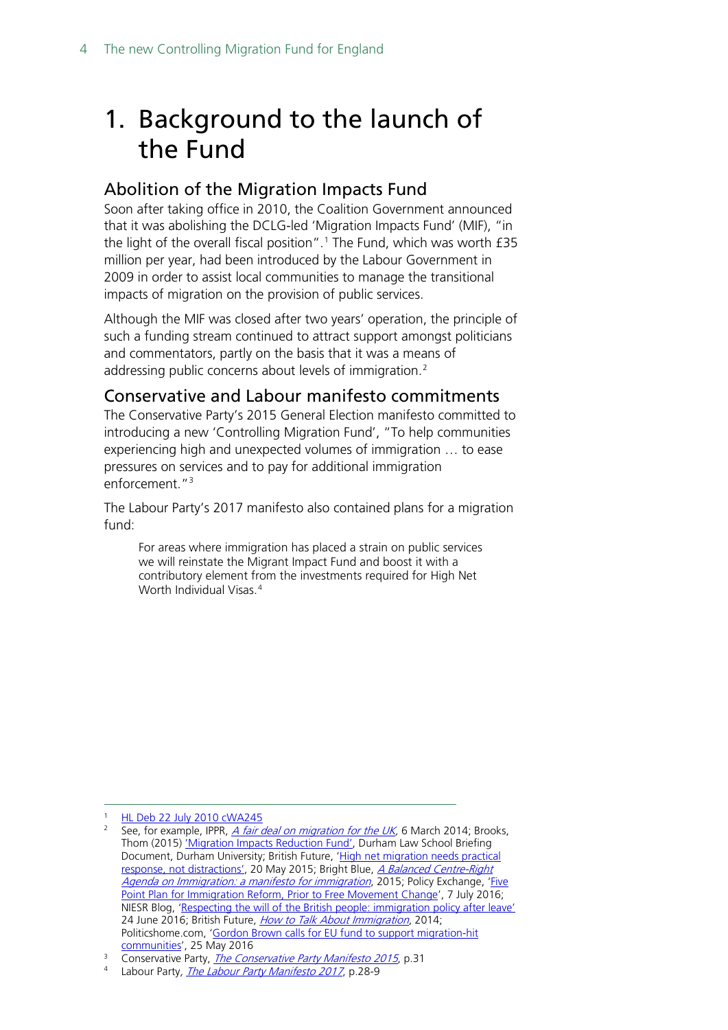# 1. Background to the launch of the Fund

## Abolition of the Migration Impacts Fund

Soon after taking office in 2010, the Coalition Government announced that it was abolishing the DCLG-led 'Migration Impacts Fund' (MIF), "in the light of the overall fiscal position".[1] The Fund, which was worth £35 million per year, had been introduced by the Labour Government in 2009 in order to assist local communities to manage the transitional impacts of migration on the provision of public services.

Although the MIF was closed after two years' operation, the principle of such a funding stream continued to attract support amongst politicians and commentators, partly on the basis that it was a means of addressing public concerns about levels of immigration.[2]

## Conservative and Labour manifesto commitments

The Conservative Party's 2015 General Election manifesto committed to introducing a new 'Controlling Migration Fund', "To help communities experiencing high and unexpected volumes of immigration … to ease pressures on services and to pay for additional immigration enforcement."[3]

The Labour Party's 2017 manifesto also contained plans for a migration fund:

> For areas where immigration has placed a strain on public services we will reinstate the Migrant Impact Fund and boost it with a contributory element from the investments required for High Net Worth Individual Visas.[4]

---

[1] HL Deb 22 July 2010 cWA245

[2] See, for example, IPPR, *A fair deal on migration for the UK*, 6 March 2014; Brooks, Thom (2015) 'Migration Impacts Reduction Fund', Durham Law School Briefing Document, Durham University; British Future, 'High net migration needs practical response, not distractions', 20 May 2015; Bright Blue, *A Balanced Centre-Right Agenda on Immigration: a manifesto for immigration*, 2015; Policy Exchange, 'Five Point Plan for Immigration Reform, Prior to Free Movement Change', 7 July 2016; NIESR Blog, 'Respecting the will of the British people: immigration policy after leave' 24 June 2016; British Future, *How to Talk About Immigration*, 2014; Politicshome.com, 'Gordon Brown calls for EU fund to support migration-hit communities', 25 May 2016

[3] Conservative Party, *The Conservative Party Manifesto 2015*, p.31

[4] Labour Party, *The Labour Party Manifesto 2017*, p.28-9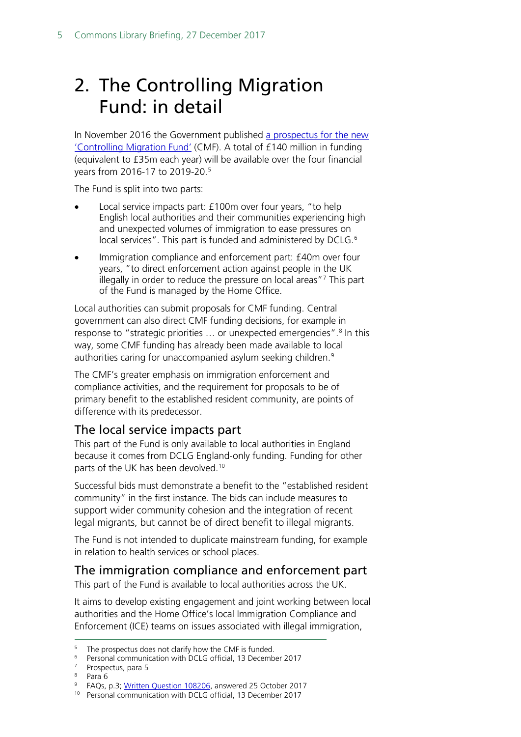# 2. The Controlling Migration Fund: in detail

In November 2016 the Government published a prospectus for the new 'Controlling Migration Fund' (CMF). A total of £140 million in funding (equivalent to £35m each year) will be available over the four financial years from 2016-17 to 2019-20.[5]

The Fund is split into two parts:

- Local service impacts part: £100m over four years, "to help English local authorities and their communities experiencing high and unexpected volumes of immigration to ease pressures on local services". This part is funded and administered by DCLG.[6]
- Immigration compliance and enforcement part: £40m over four years, "to direct enforcement action against people in the UK illegally in order to reduce the pressure on local areas"[7] This part of the Fund is managed by the Home Office.

Local authorities can submit proposals for CMF funding. Central government can also direct CMF funding decisions, for example in response to "strategic priorities … or unexpected emergencies".[8] In this way, some CMF funding has already been made available to local authorities caring for unaccompanied asylum seeking children.[9]

The CMF's greater emphasis on immigration enforcement and compliance activities, and the requirement for proposals to be of primary benefit to the established resident community, are points of difference with its predecessor.

## The local service impacts part

This part of the Fund is only available to local authorities in England because it comes from DCLG England-only funding. Funding for other parts of the UK has been devolved.[10]

Successful bids must demonstrate a benefit to the "established resident community" in the first instance. The bids can include measures to support wider community cohesion and the integration of recent legal migrants, but cannot be of direct benefit to illegal migrants.

The Fund is not intended to duplicate mainstream funding, for example in relation to health services or school places.

## The immigration compliance and enforcement part

This part of the Fund is available to local authorities across the UK.

It aims to develop existing engagement and joint working between local authorities and the Home Office's local Immigration Compliance and Enforcement (ICE) teams on issues associated with illegal immigration,

---

[5] The prospectus does not clarify how the CMF is funded.
[6] Personal communication with DCLG official, 13 December 2017
[7] Prospectus, para 5
[8] Para 6
[9] FAQs, p.3; Written Question 108206, answered 25 October 2017
[10] Personal communication with DCLG official, 13 December 2017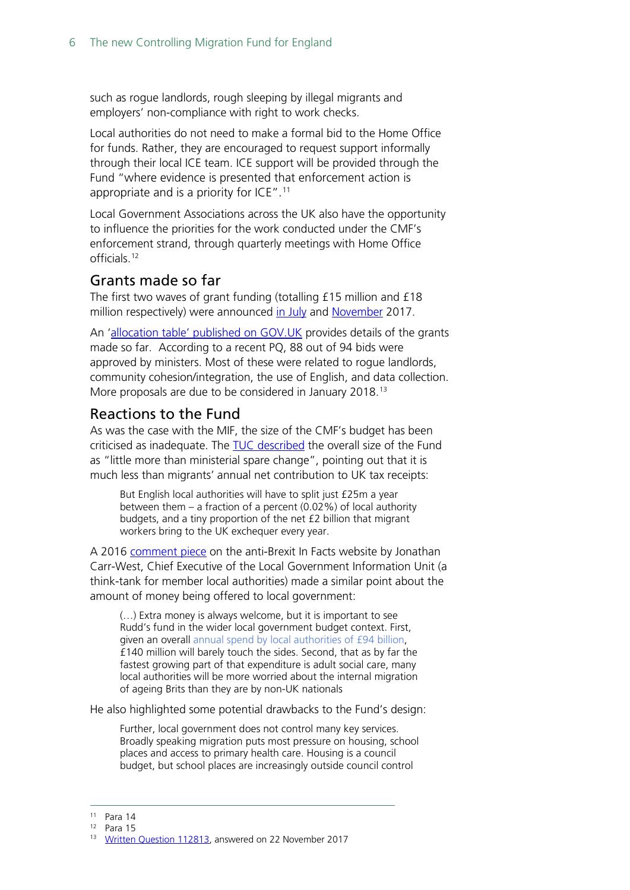such as rogue landlords, rough sleeping by illegal migrants and employers' non-compliance with right to work checks.

Local authorities do not need to make a formal bid to the Home Office for funds. Rather, they are encouraged to request support informally through their local ICE team. ICE support will be provided through the Fund "where evidence is presented that enforcement action is appropriate and is a priority for ICE".[11]

Local Government Associations across the UK also have the opportunity to influence the priorities for the work conducted under the CMF's enforcement strand, through quarterly meetings with Home Office officials.[12]

## Grants made so far

The first two waves of grant funding (totalling £15 million and £18 million respectively) were announced in July and November 2017.

An 'allocation table' published on GOV.UK provides details of the grants made so far. According to a recent PQ, 88 out of 94 bids were approved by ministers. Most of these were related to rogue landlords, community cohesion/integration, the use of English, and data collection. More proposals are due to be considered in January 2018.[13]

## Reactions to the Fund

As was the case with the MIF, the size of the CMF's budget has been criticised as inadequate. The TUC described the overall size of the Fund as "little more than ministerial spare change", pointing out that it is much less than migrants' annual net contribution to UK tax receipts:

> But English local authorities will have to split just £25m a year between them – a fraction of a percent (0.02%) of local authority budgets, and a tiny proportion of the net £2 billion that migrant workers bring to the UK exchequer every year.

A 2016 comment piece on the anti-Brexit In Facts website by Jonathan Carr-West, Chief Executive of the Local Government Information Unit (a think-tank for member local authorities) made a similar point about the amount of money being offered to local government:

> (…) Extra money is always welcome, but it is important to see Rudd's fund in the wider local government budget context. First, given an overall annual spend by local authorities of £94 billion, £140 million will barely touch the sides. Second, that as by far the fastest growing part of that expenditure is adult social care, many local authorities will be more worried about the internal migration of ageing Brits than they are by non-UK nationals

He also highlighted some potential drawbacks to the Fund's design:

> Further, local government does not control many key services. Broadly speaking migration puts most pressure on housing, school places and access to primary health care. Housing is a council budget, but school places are increasingly outside council control

---

[11] Para 14

[12] Para 15

[13] Written Question 112813, answered on 22 November 2017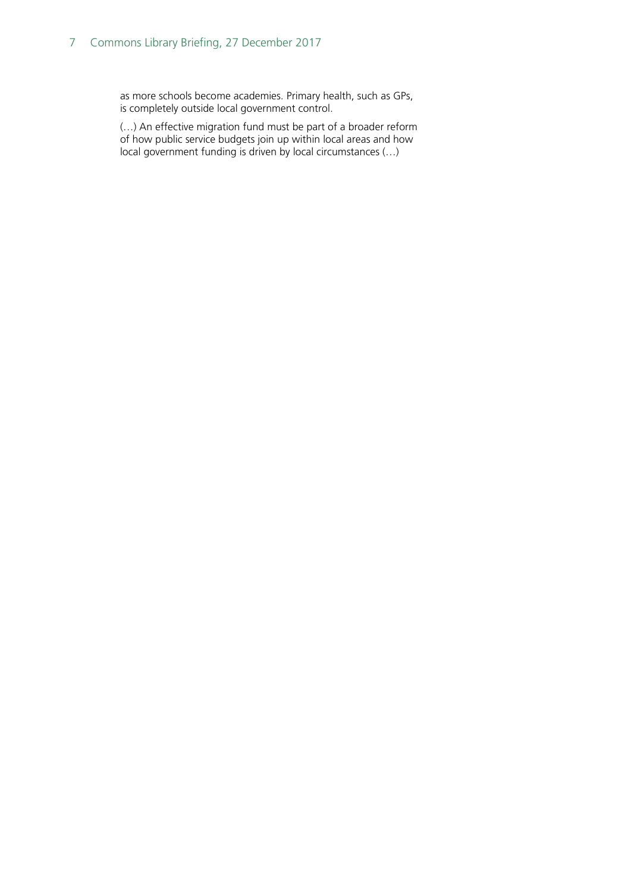> as more schools become academies. Primary health, such as GPs, is completely outside local government control.
>
> (…) An effective migration fund must be part of a broader reform of how public service budgets join up within local areas and how local government funding is driven by local circumstances (…)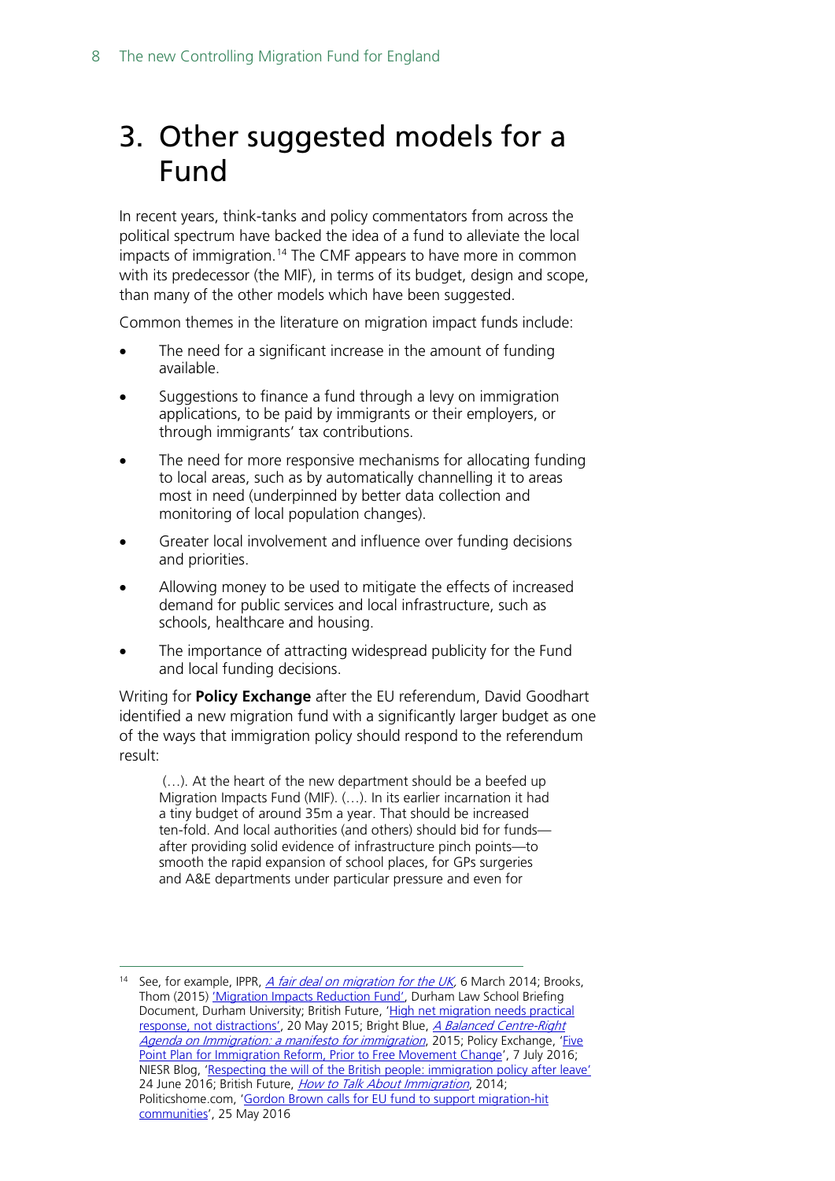# 3. Other suggested models for a Fund

In recent years, think-tanks and policy commentators from across the political spectrum have backed the idea of a fund to alleviate the local impacts of immigration.[14] The CMF appears to have more in common with its predecessor (the MIF), in terms of its budget, design and scope, than many of the other models which have been suggested.

Common themes in the literature on migration impact funds include:

- The need for a significant increase in the amount of funding available.
- Suggestions to finance a fund through a levy on immigration applications, to be paid by immigrants or their employers, or through immigrants' tax contributions.
- The need for more responsive mechanisms for allocating funding to local areas, such as by automatically channelling it to areas most in need (underpinned by better data collection and monitoring of local population changes).
- Greater local involvement and influence over funding decisions and priorities.
- Allowing money to be used to mitigate the effects of increased demand for public services and local infrastructure, such as schools, healthcare and housing.
- The importance of attracting widespread publicity for the Fund and local funding decisions.

Writing for **Policy Exchange** after the EU referendum, David Goodhart identified a new migration fund with a significantly larger budget as one of the ways that immigration policy should respond to the referendum result:

> (…). At the heart of the new department should be a beefed up Migration Impacts Fund (MIF). (…). In its earlier incarnation it had a tiny budget of around 35m a year. That should be increased ten-fold. And local authorities (and others) should bid for funds—after providing solid evidence of infrastructure pinch points—to smooth the rapid expansion of school places, for GPs surgeries and A&E departments under particular pressure and even for

---

[14] See, for example, IPPR, *A fair deal on migration for the UK*, 6 March 2014; Brooks, Thom (2015) 'Migration Impacts Reduction Fund', Durham Law School Briefing Document, Durham University; British Future, 'High net migration needs practical response, not distractions', 20 May 2015; Bright Blue, *A Balanced Centre-Right Agenda on Immigration: a manifesto for immigration*, 2015; Policy Exchange, 'Five Point Plan for Immigration Reform, Prior to Free Movement Change', 7 July 2016; NIESR Blog, 'Respecting the will of the British people: immigration policy after leave' 24 June 2016; British Future, *How to Talk About Immigration*, 2014; Politicshome.com, 'Gordon Brown calls for EU fund to support migration-hit communities', 25 May 2016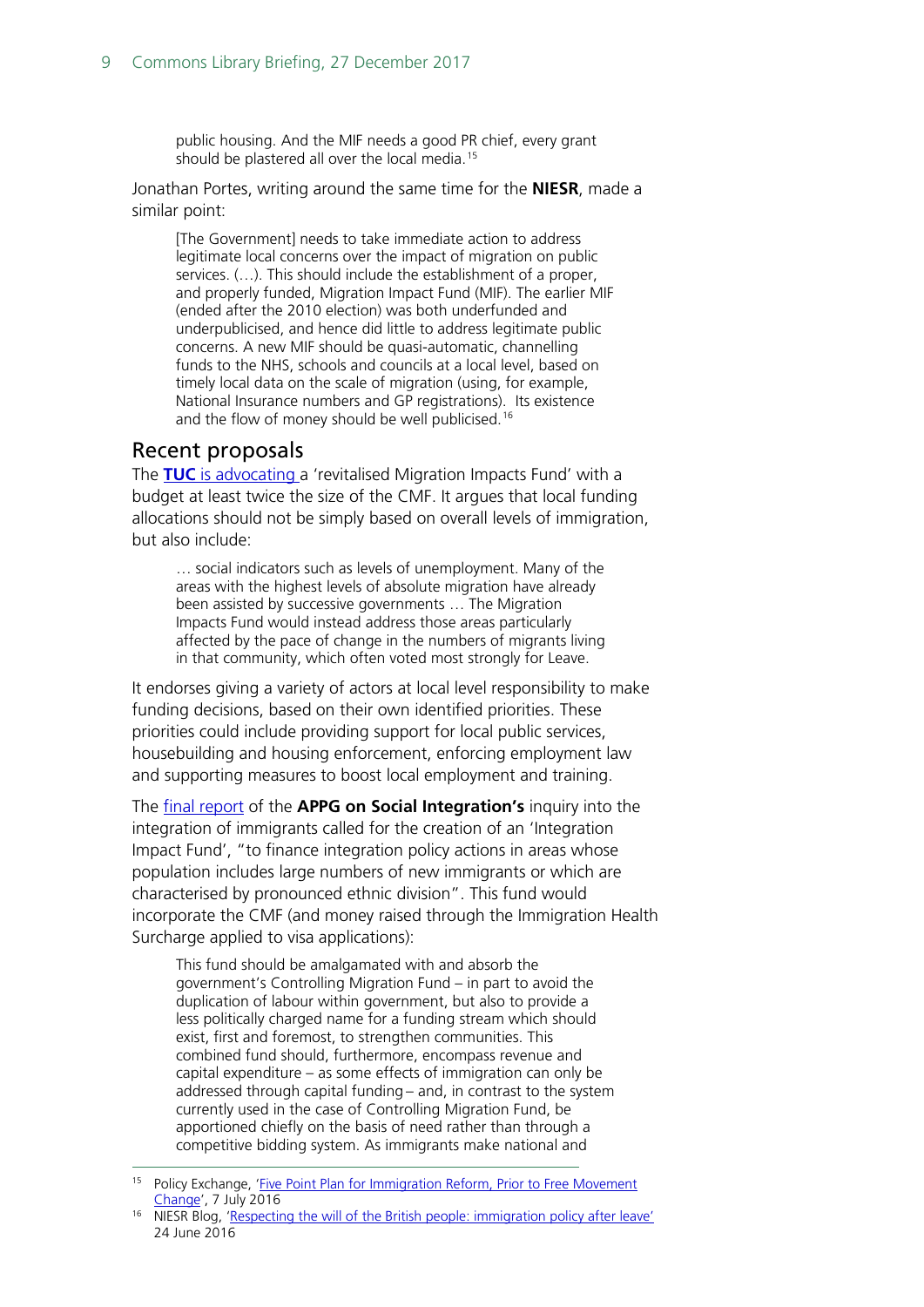> public housing. And the MIF needs a good PR chief, every grant should be plastered all over the local media.[15]

Jonathan Portes, writing around the same time for the **NIESR**, made a similar point:

> [The Government] needs to take immediate action to address legitimate local concerns over the impact of migration on public services. (…). This should include the establishment of a proper, and properly funded, Migration Impact Fund (MIF). The earlier MIF (ended after the 2010 election) was both underfunded and underpublicised, and hence did little to address legitimate public concerns. A new MIF should be quasi-automatic, channelling funds to the NHS, schools and councils at a local level, based on timely local data on the scale of migration (using, for example, National Insurance numbers and GP registrations). Its existence and the flow of money should be well publicised.[16]

## Recent proposals

The **TUC** is advocating a 'revitalised Migration Impacts Fund' with a budget at least twice the size of the CMF. It argues that local funding allocations should not be simply based on overall levels of immigration, but also include:

> … social indicators such as levels of unemployment. Many of the areas with the highest levels of absolute migration have already been assisted by successive governments … The Migration Impacts Fund would instead address those areas particularly affected by the pace of change in the numbers of migrants living in that community, which often voted most strongly for Leave.

It endorses giving a variety of actors at local level responsibility to make funding decisions, based on their own identified priorities. These priorities could include providing support for local public services, housebuilding and housing enforcement, enforcing employment law and supporting measures to boost local employment and training.

The final report of the **APPG on Social Integration's** inquiry into the integration of immigrants called for the creation of an 'Integration Impact Fund', "to finance integration policy actions in areas whose population includes large numbers of new immigrants or which are characterised by pronounced ethnic division". This fund would incorporate the CMF (and money raised through the Immigration Health Surcharge applied to visa applications):

> This fund should be amalgamated with and absorb the government's Controlling Migration Fund – in part to avoid the duplication of labour within government, but also to provide a less politically charged name for a funding stream which should exist, first and foremost, to strengthen communities. This combined fund should, furthermore, encompass revenue and capital expenditure – as some effects of immigration can only be addressed through capital funding – and, in contrast to the system currently used in the case of Controlling Migration Fund, be apportioned chiefly on the basis of need rather than through a competitive bidding system. As immigrants make national and

---

[15] Policy Exchange, 'Five Point Plan for Immigration Reform, Prior to Free Movement Change', 7 July 2016

[16] NIESR Blog, 'Respecting the will of the British people: immigration policy after leave' 24 June 2016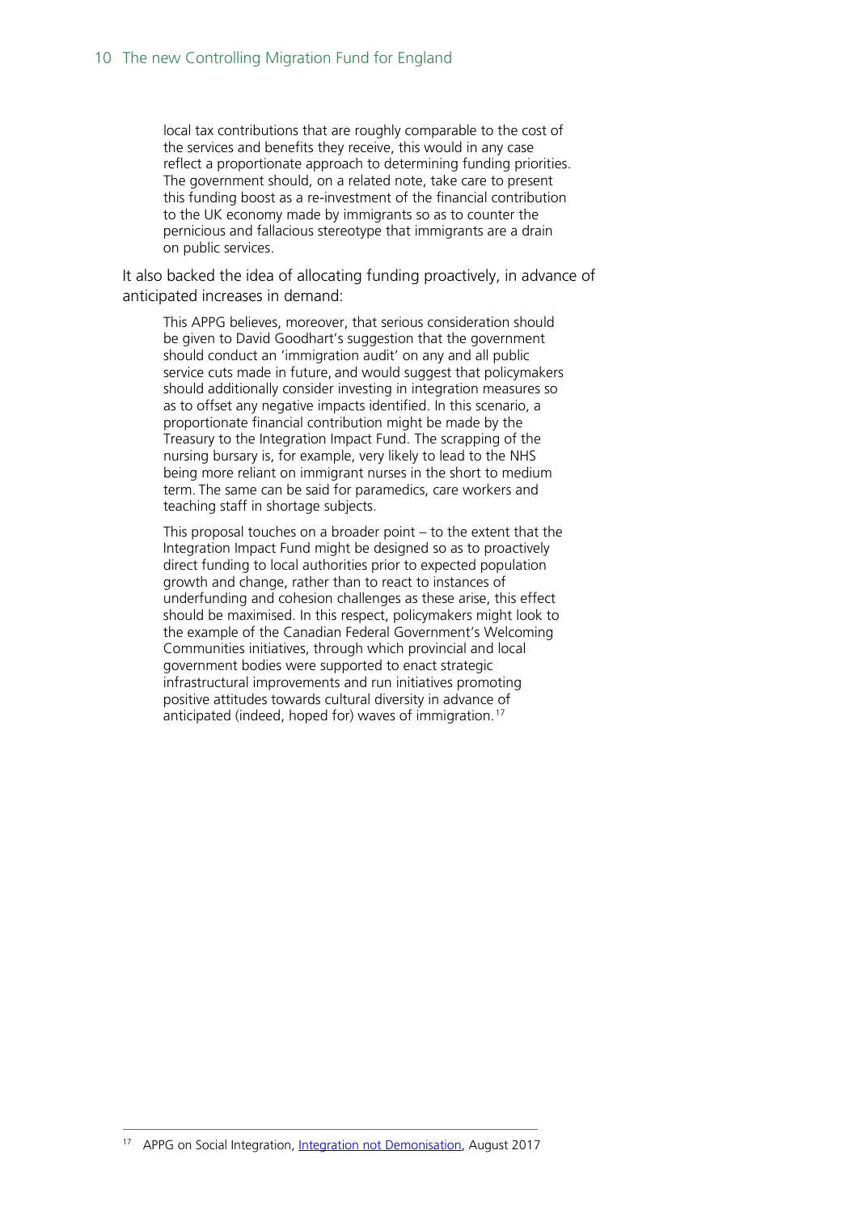> local tax contributions that are roughly comparable to the cost of the services and benefits they receive, this would in any case reflect a proportionate approach to determining funding priorities. The government should, on a related note, take care to present this funding boost as a re-investment of the financial contribution to the UK economy made by immigrants so as to counter the pernicious and fallacious stereotype that immigrants are a drain on public services.

It also backed the idea of allocating funding proactively, in advance of anticipated increases in demand:

> This APPG believes, moreover, that serious consideration should be given to David Goodhart's suggestion that the government should conduct an 'immigration audit' on any and all public service cuts made in future, and would suggest that policymakers should additionally consider investing in integration measures so as to offset any negative impacts identified. In this scenario, a proportionate financial contribution might be made by the Treasury to the Integration Impact Fund. The scrapping of the nursing bursary is, for example, very likely to lead to the NHS being more reliant on immigrant nurses in the short to medium term. The same can be said for paramedics, care workers and teaching staff in shortage subjects.
>
> This proposal touches on a broader point – to the extent that the Integration Impact Fund might be designed so as to proactively direct funding to local authorities prior to expected population growth and change, rather than to react to instances of underfunding and cohesion challenges as these arise, this effect should be maximised. In this respect, policymakers might look to the example of the Canadian Federal Government's Welcoming Communities initiatives, through which provincial and local government bodies were supported to enact strategic infrastructural improvements and run initiatives promoting positive attitudes towards cultural diversity in advance of anticipated (indeed, hoped for) waves of immigration.[17]

[17] APPG on Social Integration, Integration not Demonisation, August 2017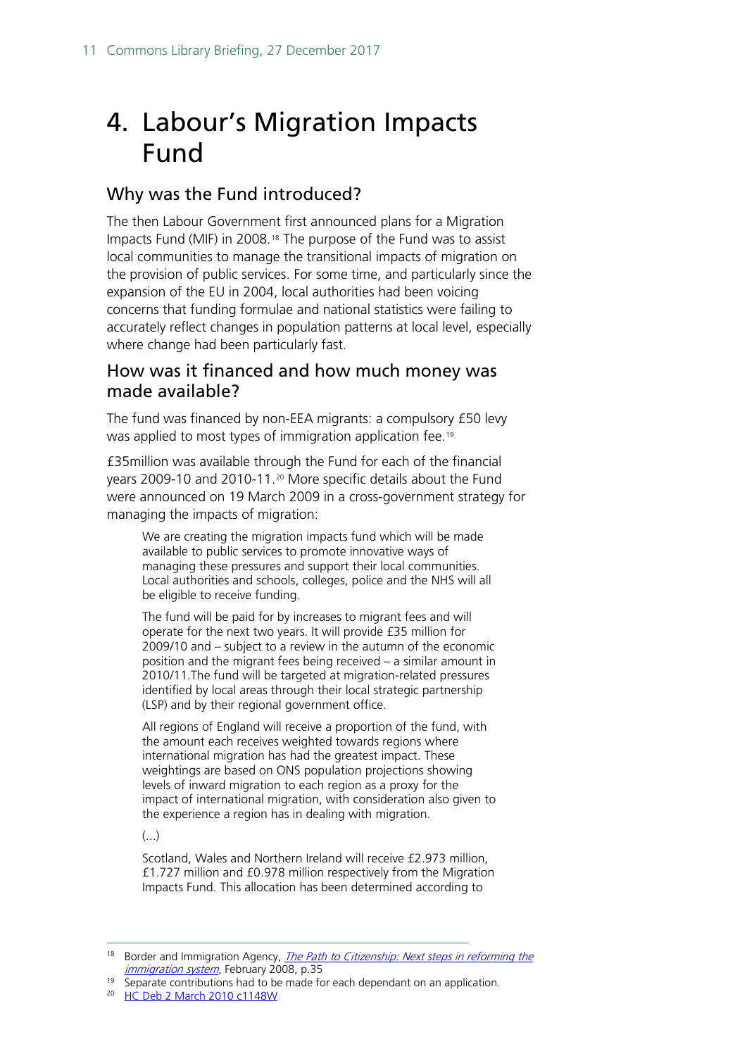# 4. Labour's Migration Impacts Fund

## Why was the Fund introduced?

The then Labour Government first announced plans for a Migration Impacts Fund (MIF) in 2008.[18] The purpose of the Fund was to assist local communities to manage the transitional impacts of migration on the provision of public services. For some time, and particularly since the expansion of the EU in 2004, local authorities had been voicing concerns that funding formulae and national statistics were failing to accurately reflect changes in population patterns at local level, especially where change had been particularly fast.

## How was it financed and how much money was made available?

The fund was financed by non-EEA migrants: a compulsory £50 levy was applied to most types of immigration application fee.[19]

£35million was available through the Fund for each of the financial years 2009-10 and 2010-11.[20] More specific details about the Fund were announced on 19 March 2009 in a cross-government strategy for managing the impacts of migration:

> We are creating the migration impacts fund which will be made available to public services to promote innovative ways of managing these pressures and support their local communities. Local authorities and schools, colleges, police and the NHS will all be eligible to receive funding.
>
> The fund will be paid for by increases to migrant fees and will operate for the next two years. It will provide £35 million for 2009/10 and – subject to a review in the autumn of the economic position and the migrant fees being received – a similar amount in 2010/11.The fund will be targeted at migration-related pressures identified by local areas through their local strategic partnership (LSP) and by their regional government office.
>
> All regions of England will receive a proportion of the fund, with the amount each receives weighted towards regions where international migration has had the greatest impact. These weightings are based on ONS population projections showing levels of inward migration to each region as a proxy for the impact of international migration, with consideration also given to the experience a region has in dealing with migration.
>
> (…)
>
> Scotland, Wales and Northern Ireland will receive £2.973 million, £1.727 million and £0.978 million respectively from the Migration Impacts Fund. This allocation has been determined according to

---

[18] Border and Immigration Agency, *The Path to Citizenship: Next steps in reforming the immigration system*, February 2008, p.35

[19] Separate contributions had to be made for each dependant on an application.

[20] HC Deb 2 March 2010 c1148W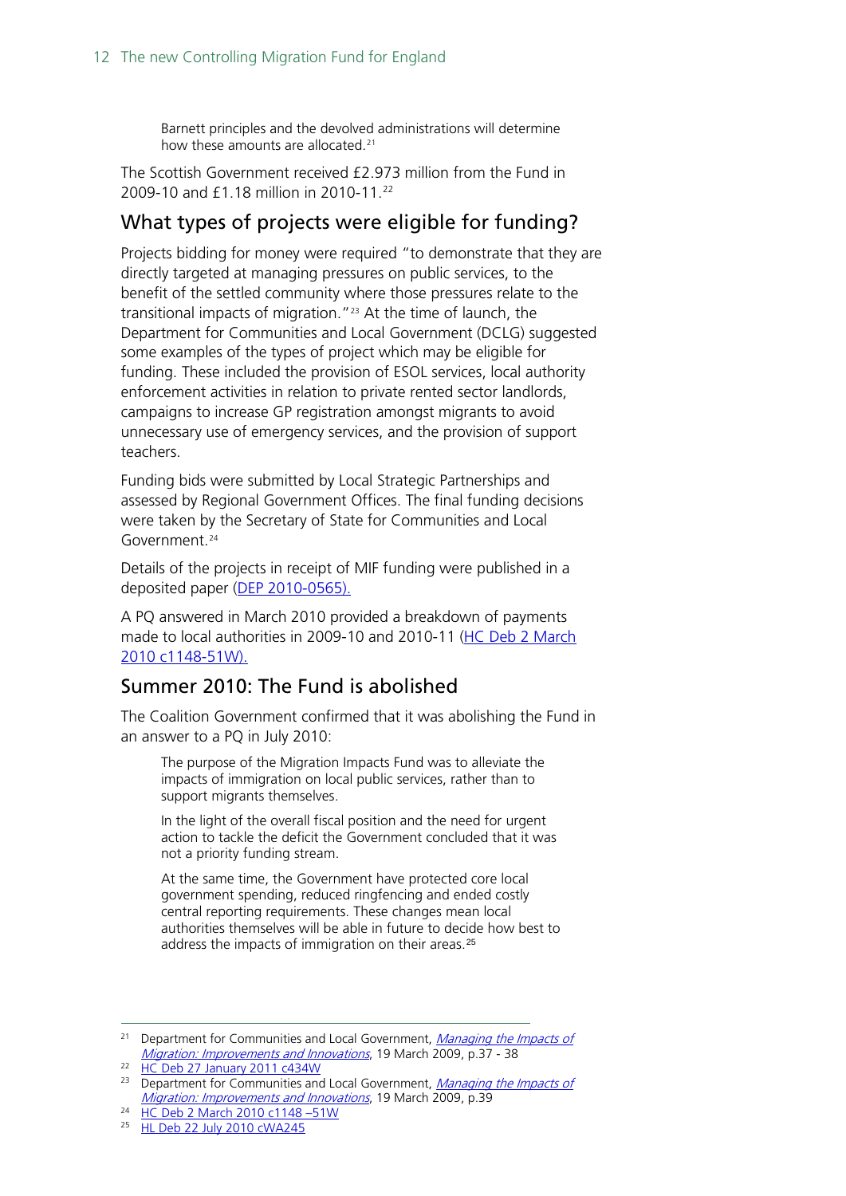Barnett principles and the devolved administrations will determine how these amounts are allocated.[21]

The Scottish Government received £2.973 million from the Fund in 2009-10 and £1.18 million in 2010-11.[22]

## What types of projects were eligible for funding?

Projects bidding for money were required "to demonstrate that they are directly targeted at managing pressures on public services, to the benefit of the settled community where those pressures relate to the transitional impacts of migration."[23] At the time of launch, the Department for Communities and Local Government (DCLG) suggested some examples of the types of project which may be eligible for funding. These included the provision of ESOL services, local authority enforcement activities in relation to private rented sector landlords, campaigns to increase GP registration amongst migrants to avoid unnecessary use of emergency services, and the provision of support teachers.

Funding bids were submitted by Local Strategic Partnerships and assessed by Regional Government Offices. The final funding decisions were taken by the Secretary of State for Communities and Local Government.[24]

Details of the projects in receipt of MIF funding were published in a deposited paper (DEP 2010-0565).

A PQ answered in March 2010 provided a breakdown of payments made to local authorities in 2009-10 and 2010-11 (HC Deb 2 March 2010 c1148-51W).

## Summer 2010: The Fund is abolished

The Coalition Government confirmed that it was abolishing the Fund in an answer to a PQ in July 2010:

> The purpose of the Migration Impacts Fund was to alleviate the impacts of immigration on local public services, rather than to support migrants themselves.
>
> In the light of the overall fiscal position and the need for urgent action to tackle the deficit the Government concluded that it was not a priority funding stream.
>
> At the same time, the Government have protected core local government spending, reduced ringfencing and ended costly central reporting requirements. These changes mean local authorities themselves will be able in future to decide how best to address the impacts of immigration on their areas.[25]

---

[21] Department for Communities and Local Government, *Managing the Impacts of Migration: Improvements and Innovations*, 19 March 2009, p.37 - 38

[22] HC Deb 27 January 2011 c434W

[23] Department for Communities and Local Government, *Managing the Impacts of Migration: Improvements and Innovations*, 19 March 2009, p.39

[24] HC Deb 2 March 2010 c1148 –51W

[25] HL Deb 22 July 2010 cWA245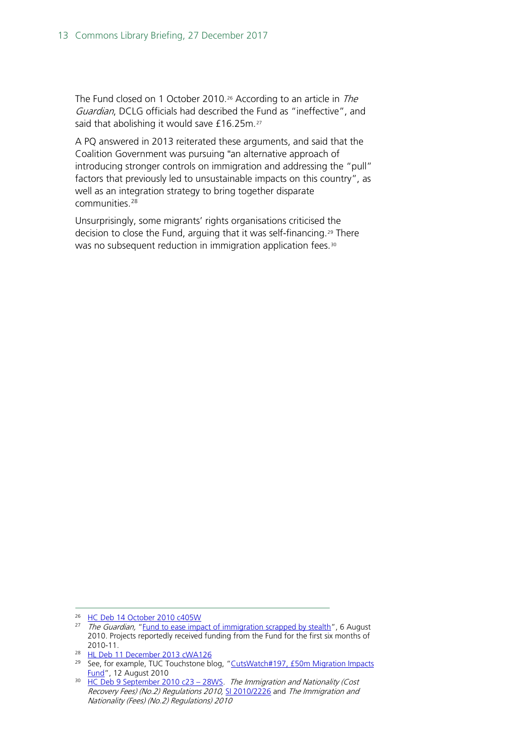The Fund closed on 1 October 2010.[26] According to an article in *The Guardian*, DCLG officials had described the Fund as "ineffective", and said that abolishing it would save £16.25m.[27]

A PQ answered in 2013 reiterated these arguments, and said that the Coalition Government was pursuing "an alternative approach of introducing stronger controls on immigration and addressing the "pull" factors that previously led to unsustainable impacts on this country", as well as an integration strategy to bring together disparate communities.[28]

Unsurprisingly, some migrants' rights organisations criticised the decision to close the Fund, arguing that it was self-financing.[29] There was no subsequent reduction in immigration application fees.[30]

---

[26] HC Deb 14 October 2010 c405W

[27] *The Guardian,* "Fund to ease impact of immigration scrapped by stealth", 6 August 2010. Projects reportedly received funding from the Fund for the first six months of 2010-11.

[28] HL Deb 11 December 2013 cWA126

[29] See, for example, TUC Touchstone blog, "CutsWatch#197, £50m Migration Impacts Fund", 12 August 2010

[30] HC Deb 9 September 2010 c23 – 28WS. *The Immigration and Nationality (Cost Recovery Fees) (No.2) Regulations 2010,* SI 2010/2226 and *The Immigration and Nationality (Fees) (No.2) Regulations) 2010*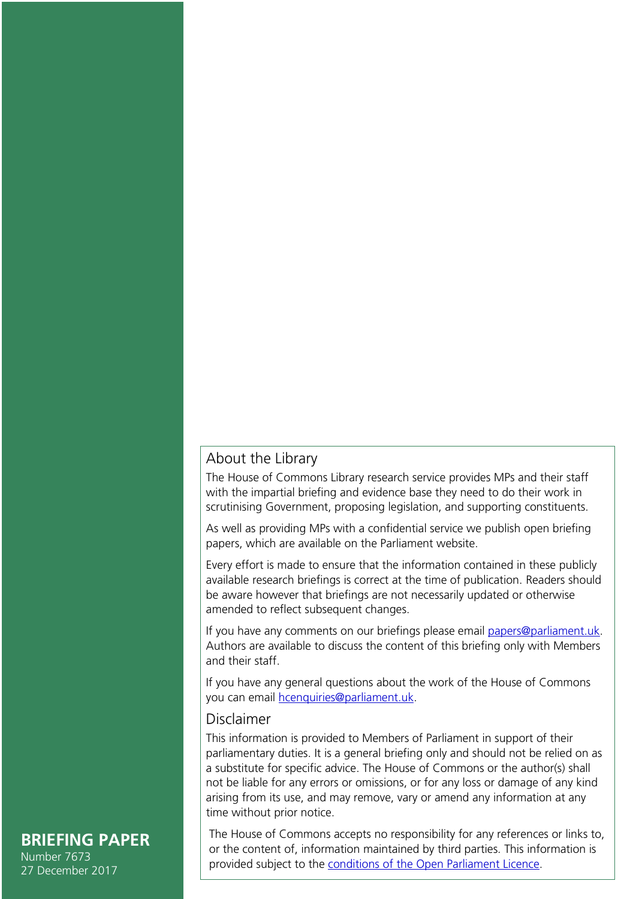**BRIEFING PAPER**
Number 7673
27 December 2017

## About the Library

The House of Commons Library research service provides MPs and their staff with the impartial briefing and evidence base they need to do their work in scrutinising Government, proposing legislation, and supporting constituents.

As well as providing MPs with a confidential service we publish open briefing papers, which are available on the Parliament website.

Every effort is made to ensure that the information contained in these publicly available research briefings is correct at the time of publication. Readers should be aware however that briefings are not necessarily updated or otherwise amended to reflect subsequent changes.

If you have any comments on our briefings please email papers@parliament.uk. Authors are available to discuss the content of this briefing only with Members and their staff.

If you have any general questions about the work of the House of Commons you can email hcenquiries@parliament.uk.

## Disclaimer

This information is provided to Members of Parliament in support of their parliamentary duties. It is a general briefing only and should not be relied on as a substitute for specific advice. The House of Commons or the author(s) shall not be liable for any errors or omissions, or for any loss or damage of any kind arising from its use, and may remove, vary or amend any information at any time without prior notice.

The House of Commons accepts no responsibility for any references or links to, or the content of, information maintained by third parties. This information is provided subject to the conditions of the Open Parliament Licence.